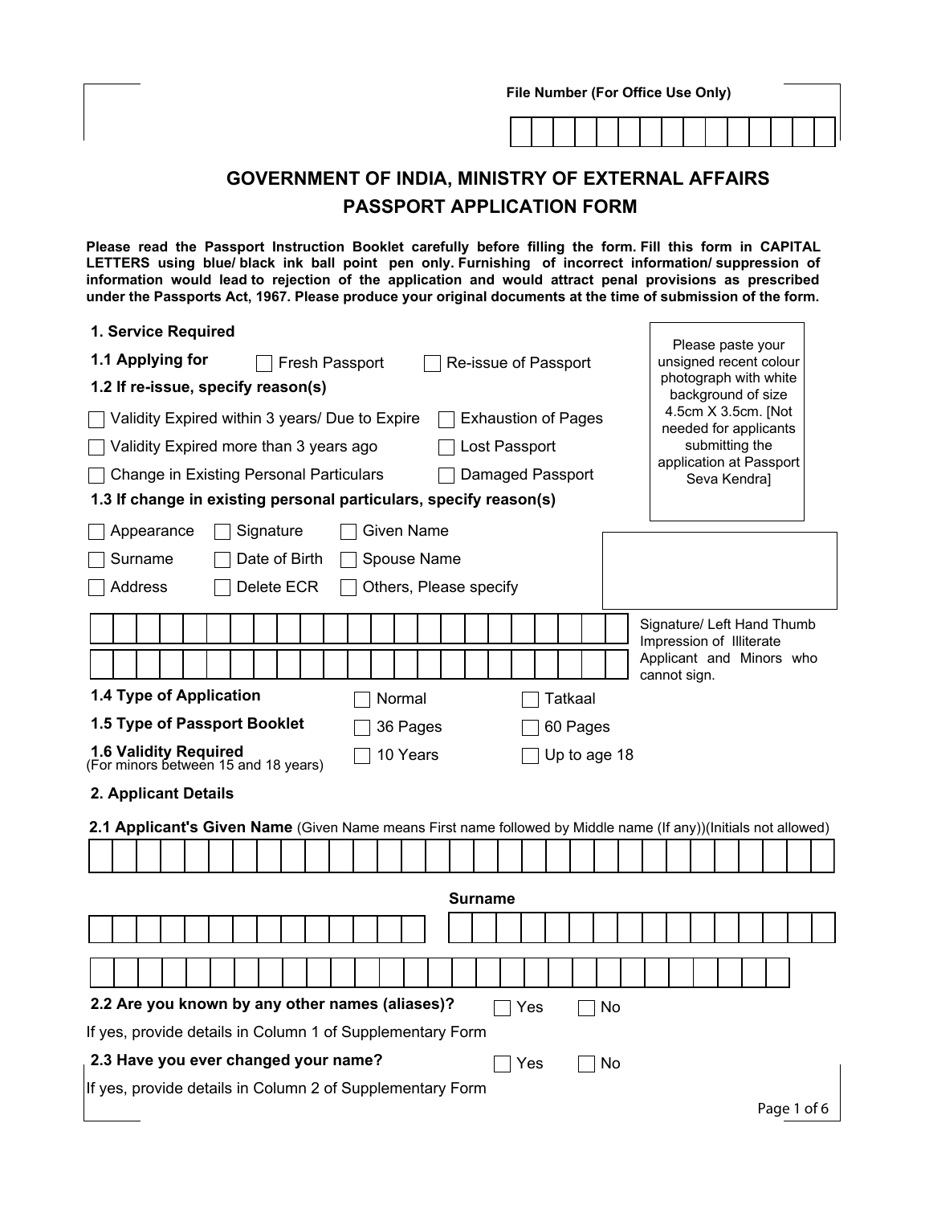File Number (For Office Use Only)

# GOVERNMENT OF INDIA, MINISTRY OF EXTERNAL AFFAIRS
# PASSPORT APPLICATION FORM

**Please read the Passport Instruction Booklet carefully before filling the form. Fill this form in CAPITAL LETTERS using blue/ black ink ball point pen only. Furnishing of incorrect information/ suppression of information would lead to rejection of the application and would attract penal provisions as prescribed under the Passports Act, 1967. Please produce your original documents at the time of submission of the form.**

Please paste your unsigned recent colour photograph with white background of size 4.5cm X 3.5cm. [Not needed for applicants submitting the application at Passport Seva Kendra]

## 1. Service Required

**1.1 Applying for** ☐ Fresh Passport ☐ Re-issue of Passport

**1.2 If re-issue, specify reason(s)**

☐ Validity Expired within 3 years/ Due to Expire ☐ Exhaustion of Pages

☐ Validity Expired more than 3 years ago ☐ Lost Passport

☐ Change in Existing Personal Particulars ☐ Damaged Passport

**1.3 If change in existing personal particulars, specify reason(s)**

☐ Appearance ☐ Signature ☐ Given Name

☐ Surname ☐ Date of Birth ☐ Spouse Name

☐ Address ☐ Delete ECR ☐ Others, Please specify

Signature/ Left Hand Thumb Impression of Illiterate Applicant and Minors who cannot sign.

**1.4 Type of Application** ☐ Normal ☐ Tatkaal

**1.5 Type of Passport Booklet** ☐ 36 Pages ☐ 60 Pages

**1.6 Validity Required** (For minors between 15 and 18 years) ☐ 10 Years ☐ Up to age 18

## 2. Applicant Details

**2.1 Applicant's Given Name** (Given Name means First name followed by Middle name (If any))(Initials not allowed)

**Surname**

**2.2 Are you known by any other names (aliases)?** ☐ Yes ☐ No

If yes, provide details in Column 1 of Supplementary Form

**2.3 Have you ever changed your name?** ☐ Yes ☐ No

If yes, provide details in Column 2 of Supplementary Form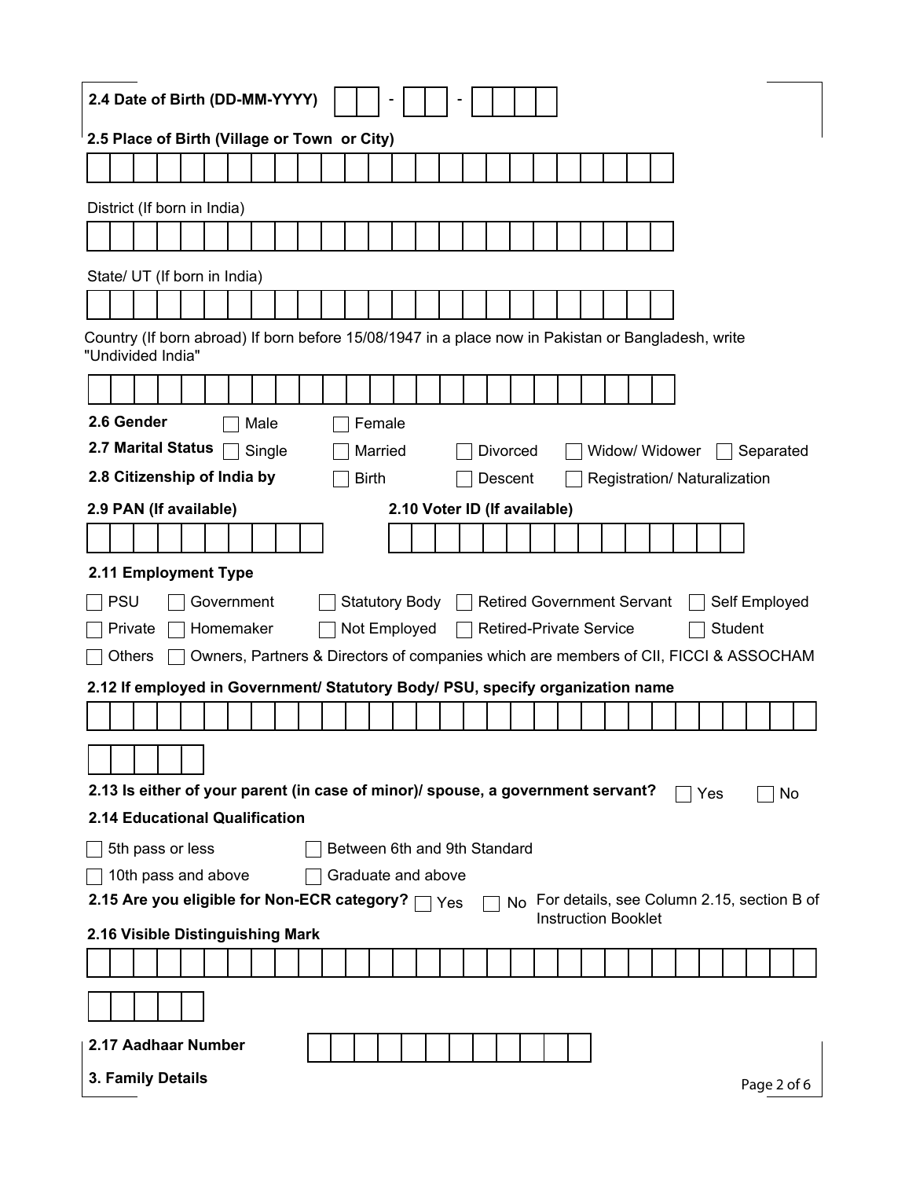**2.4 Date of Birth (DD-MM-YYYY)** ☐☐ - ☐☐ - ☐☐☐☐

**2.5 Place of Birth (Village or Town or City)**

District (If born in India)

State/ UT (If born in India)

Country (If born abroad) If born before 15/08/1947 in a place now in Pakistan or Bangladesh, write "Undivided India"

**2.6 Gender** ☐ Male ☐ Female

**2.7 Marital Status** ☐ Single ☐ Married ☐ Divorced ☐ Widow/ Widower ☐ Separated

**2.8 Citizenship of India by** ☐ Birth ☐ Descent ☐ Registration/ Naturalization

**2.9 PAN (If available)**

**2.10 Voter ID (If available)**

**2.11 Employment Type**

☐ PSU ☐ Government ☐ Statutory Body ☐ Retired Government Servant ☐ Self Employed

☐ Private ☐ Homemaker ☐ Not Employed ☐ Retired-Private Service ☐ Student

☐ Others ☐ Owners, Partners & Directors of companies which are members of CII, FICCI & ASSOCHAM

**2.12 If employed in Government/ Statutory Body/ PSU, specify organization name**

**2.13 Is either of your parent (in case of minor)/ spouse, a government servant?** ☐ Yes ☐ No

**2.14 Educational Qualification**

☐ 5th pass or less ☐ Between 6th and 9th Standard

☐ 10th pass and above ☐ Graduate and above

**2.15 Are you eligible for Non-ECR category?** ☐ Yes ☐ No For details, see Column 2.15, section B of Instruction Booklet

**2.16 Visible Distinguishing Mark**

**2.17 Aadhaar Number**

**3. Family Details**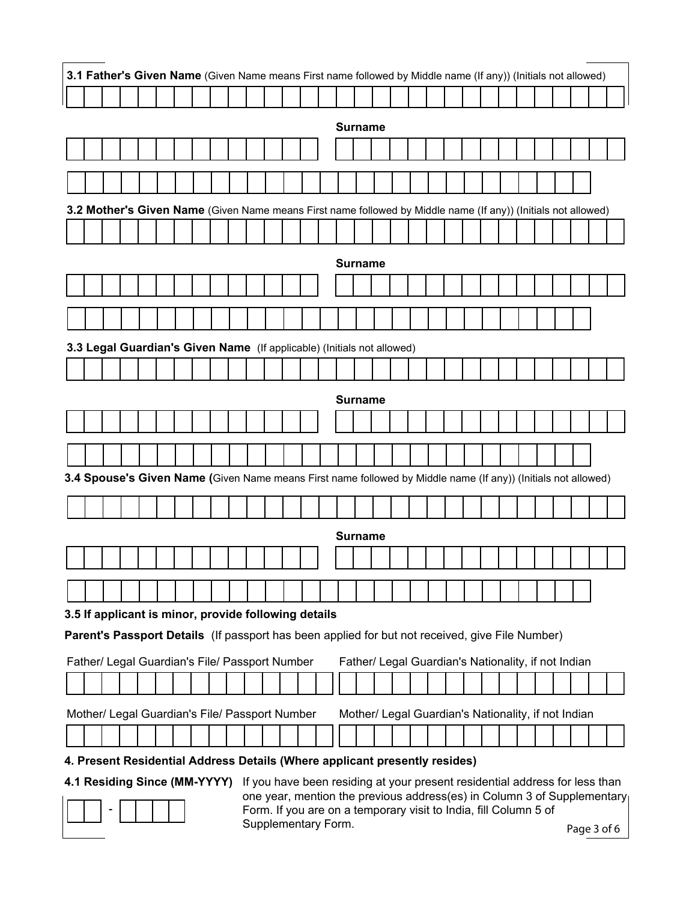**3.1 Father's Given Name** (Given Name means First name followed by Middle name (If any)) (Initials not allowed)

**Surname**

**3.2 Mother's Given Name** (Given Name means First name followed by Middle name (If any)) (Initials not allowed)

**Surname**

**3.3 Legal Guardian's Given Name** (If applicable) (Initials not allowed)

**Surname**

**3.4 Spouse's Given Name** (Given Name means First name followed by Middle name (If any)) (Initials not allowed)

**Surname**

**3.5 If applicant is minor, provide following details**

**Parent's Passport Details** (If passport has been applied for but not received, give File Number)

Father/ Legal Guardian's File/ Passport Number

Father/ Legal Guardian's Nationality, if not Indian

Mother/ Legal Guardian's File/ Passport Number

Mother/ Legal Guardian's Nationality, if not Indian

**4. Present Residential Address Details (Where applicant presently resides)**

**4.1 Residing Since (MM-YYYY)**

-

If you have been residing at your present residential address for less than one year, mention the previous address(es) in Column 3 of Supplementary Form. If you are on a temporary visit to India, fill Column 5 of Supplementary Form.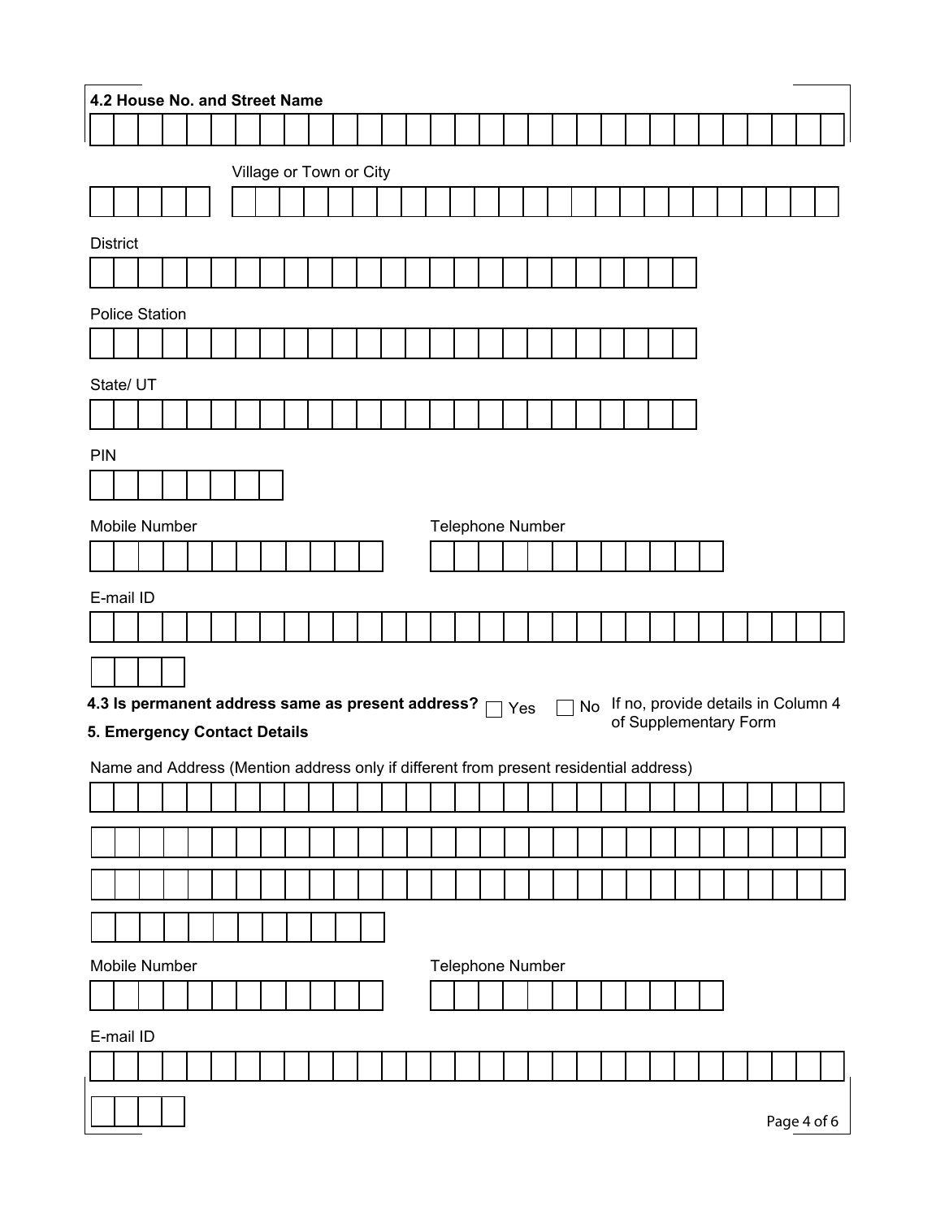**4.2 House No. and Street Name**

Village or Town or City

District

Police Station

State/ UT

PIN

Mobile Number

Telephone Number

E-mail ID

**4.3 Is permanent address same as present address?** ☐ Yes ☐ No If no, provide details in Column 4 of Supplementary Form

**5. Emergency Contact Details**

Name and Address (Mention address only if different from present residential address)

Mobile Number

Telephone Number

E-mail ID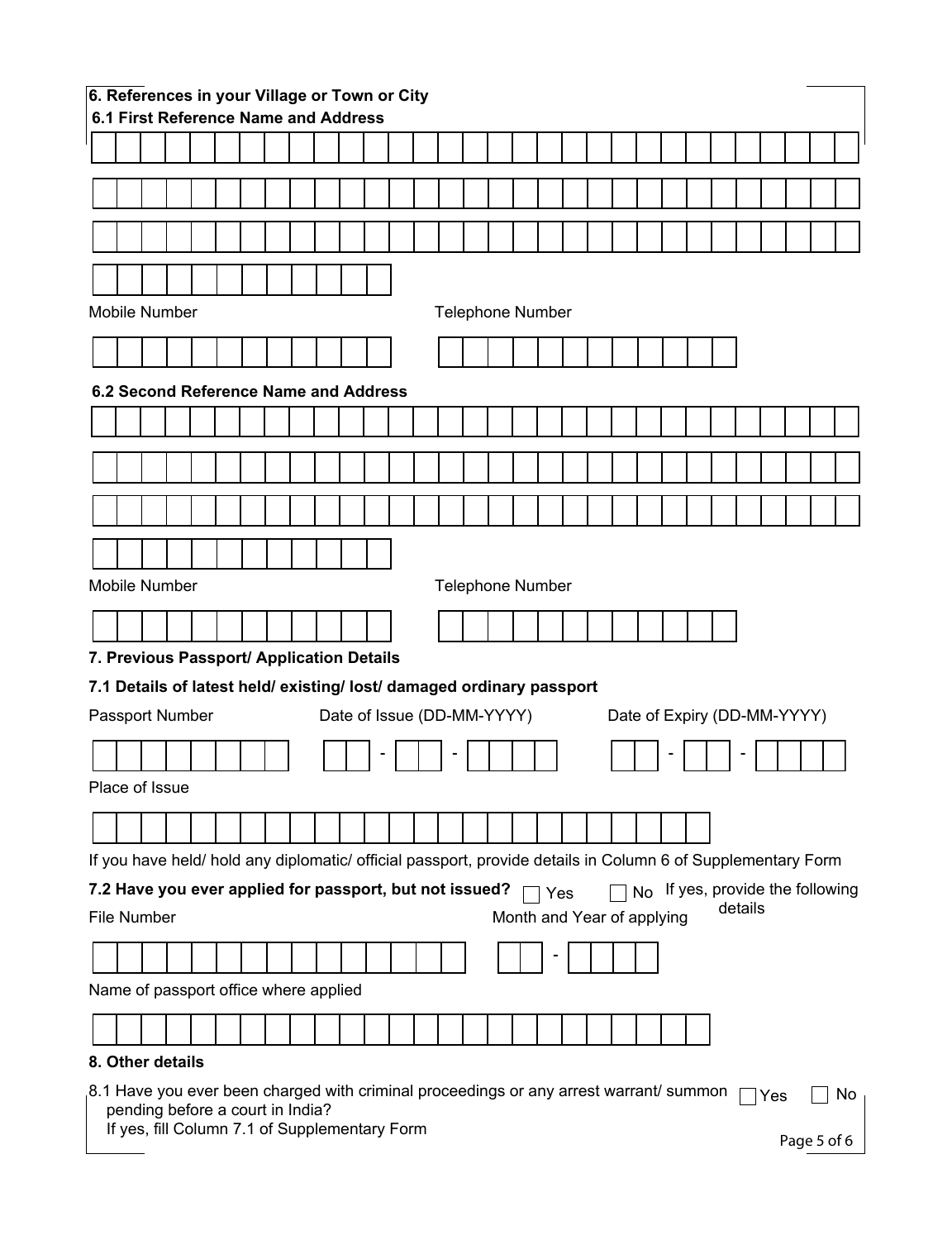## 6. References in your Village or Town or City

### 6.1 First Reference Name and Address

Mobile Number

Telephone Number

### 6.2 Second Reference Name and Address

Mobile Number

Telephone Number

## 7. Previous Passport/ Application Details

### 7.1 Details of latest held/ existing/ lost/ damaged ordinary passport

Passport Number

Date of Issue (DD-MM-YYYY)

Date of Expiry (DD-MM-YYYY)

Place of Issue

If you have held/ hold any diplomatic/ official passport, provide details in Column 6 of Supplementary Form

### 7.2 Have you ever applied for passport, but not issued?

☐ Yes ☐ No If yes, provide the following details

File Number

Month and Year of applying

Name of passport office where applied

## 8. Other details

8.1 Have you ever been charged with criminal proceedings or any arrest warrant/ summon pending before a court in India? ☐ Yes ☐ No

If yes, fill Column 7.1 of Supplementary Form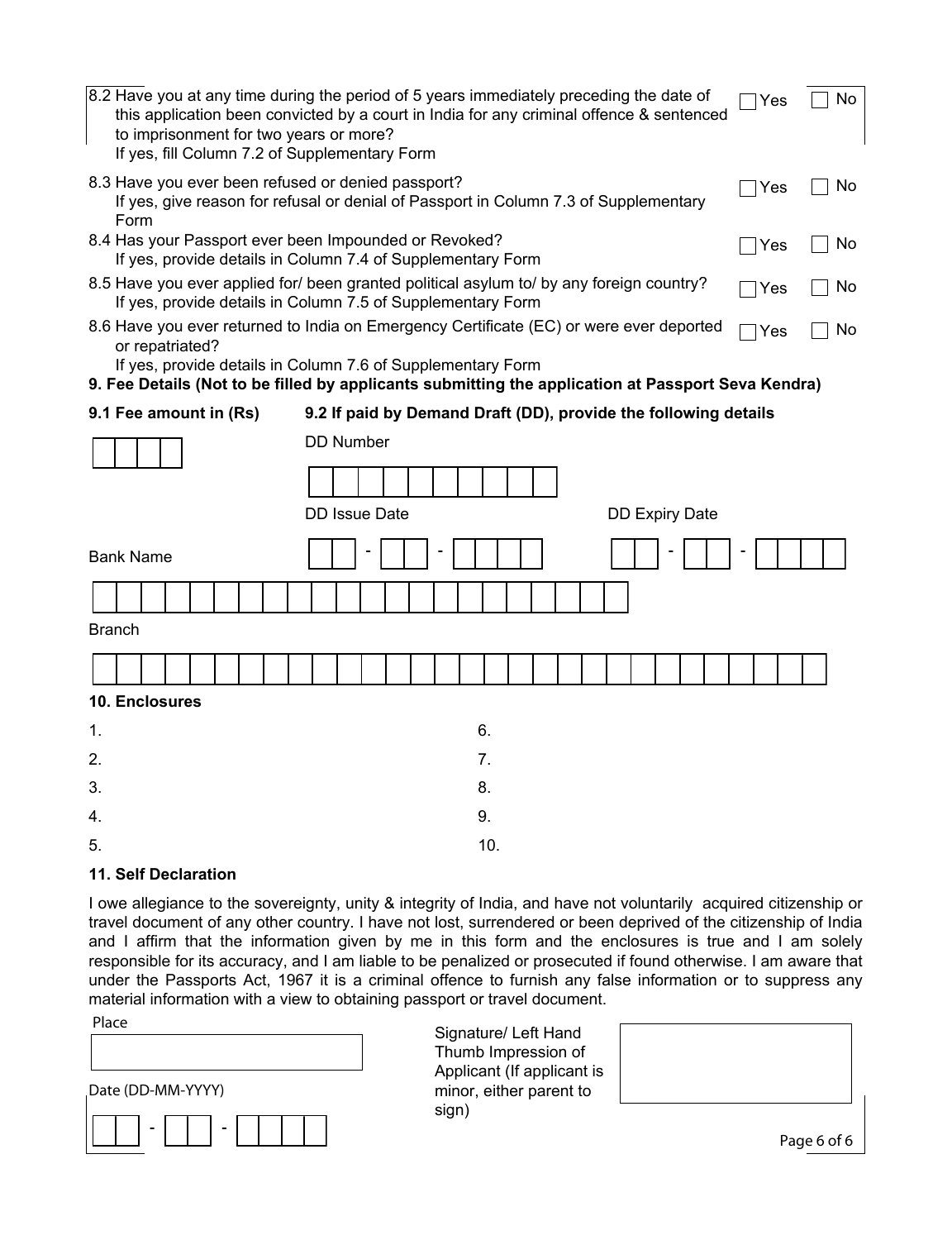8.2 Have you at any time during the period of 5 years immediately preceding the date of this application been convicted by a court in India for any criminal offence & sentenced to imprisonment for two years or more? ☐ Yes ☐ No
If yes, fill Column 7.2 of Supplementary Form

8.3 Have you ever been refused or denied passport? ☐ Yes ☐ No
If yes, give reason for refusal or denial of Passport in Column 7.3 of Supplementary Form

8.4 Has your Passport ever been Impounded or Revoked? ☐ Yes ☐ No
If yes, provide details in Column 7.4 of Supplementary Form

8.5 Have you ever applied for/ been granted political asylum to/ by any foreign country? ☐ Yes ☐ No
If yes, provide details in Column 7.5 of Supplementary Form

8.6 Have you ever returned to India on Emergency Certificate (EC) or were ever deported or repatriated? ☐ Yes ☐ No
If yes, provide details in Column 7.6 of Supplementary Form

**9. Fee Details (Not to be filled by applicants submitting the application at Passport Seva Kendra)**

**9.1 Fee amount in (Rs)**

**9.2 If paid by Demand Draft (DD), provide the following details**

DD Number

DD Issue Date: __ - __ - ____

DD Expiry Date: __ - __ - ____

Bank Name

Branch

**10. Enclosures**

1.
2.
3.
4.
5.
6.
7.
8.
9.
10.

**11. Self Declaration**

I owe allegiance to the sovereignty, unity & integrity of India, and have not voluntarily acquired citizenship or travel document of any other country. I have not lost, surrendered or been deprived of the citizenship of India and I affirm that the information given by me in this form and the enclosures is true and I am solely responsible for its accuracy, and I am liable to be penalized or prosecuted if found otherwise. I am aware that under the Passports Act, 1967 it is a criminal offence to furnish any false information or to suppress any material information with a view to obtaining passport or travel document.

Place

Date (DD-MM-YYYY): __ - __ - ____

Signature/ Left Hand Thumb Impression of Applicant (If applicant is minor, either parent to sign)